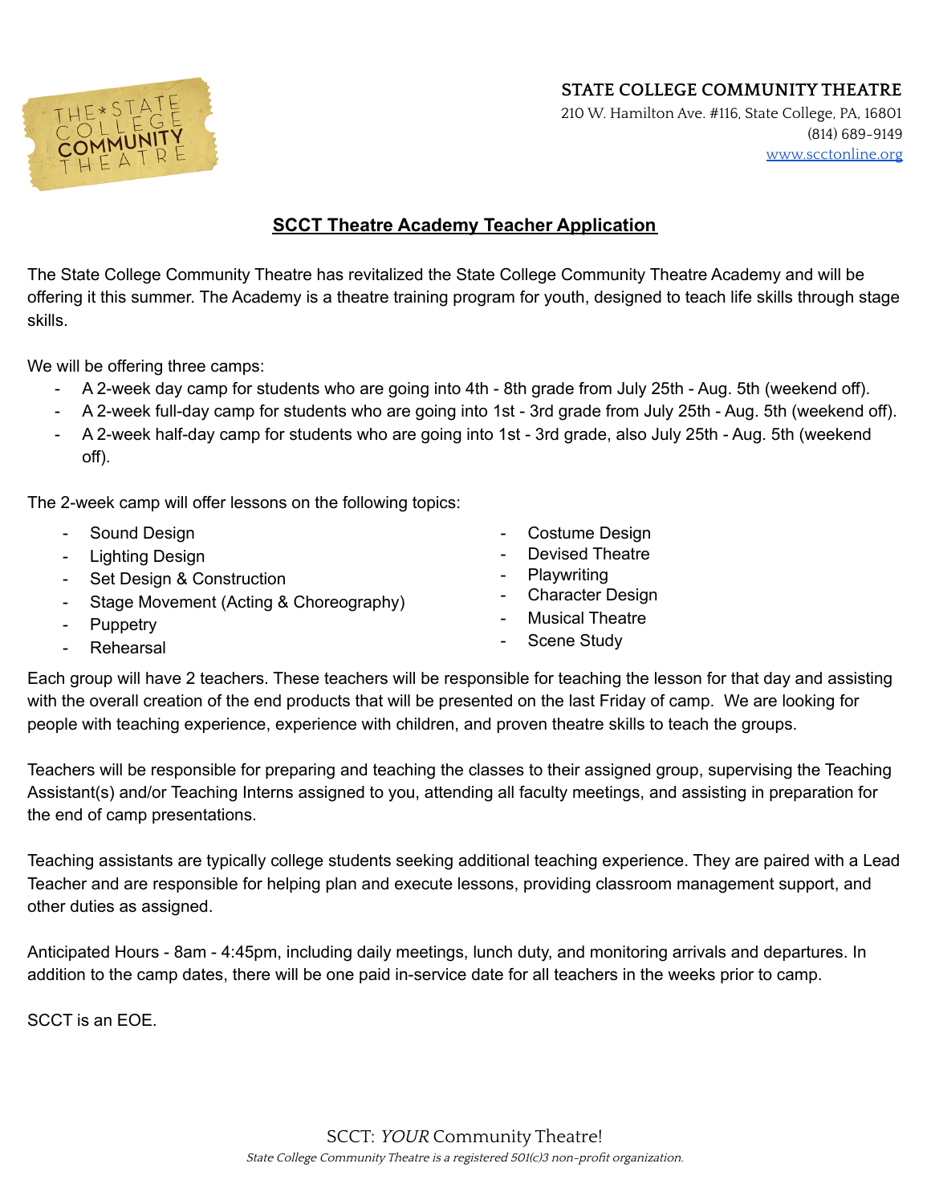**STATE COLLEGE COMMUNITY THEATRE**
210 W. Hamilton Ave. #116, State College, PA, 16801
(814) 689-9149
[www.scctonline.org](http://www.scctonline.org)

## SCCT Theatre Academy Teacher Application

The State College Community Theatre has revitalized the State College Community Theatre Academy and will be offering it this summer. The Academy is a theatre training program for youth, designed to teach life skills through stage skills.

We will be offering three camps:

- A 2-week day camp for students who are going into 4th - 8th grade from July 25th - Aug. 5th (weekend off).
- A 2-week full-day camp for students who are going into 1st - 3rd grade from July 25th - Aug. 5th (weekend off).
- A 2-week half-day camp for students who are going into 1st - 3rd grade, also July 25th - Aug. 5th (weekend off).

The 2-week camp will offer lessons on the following topics:

- Sound Design
- Lighting Design
- Set Design & Construction
- Stage Movement (Acting & Choreography)
- Puppetry
- Rehearsal
- Costume Design
- Devised Theatre
- Playwriting
- Character Design
- Musical Theatre
- Scene Study

Each group will have 2 teachers. These teachers will be responsible for teaching the lesson for that day and assisting with the overall creation of the end products that will be presented on the last Friday of camp. We are looking for people with teaching experience, experience with children, and proven theatre skills to teach the groups.

Teachers will be responsible for preparing and teaching the classes to their assigned group, supervising the Teaching Assistant(s) and/or Teaching Interns assigned to you, attending all faculty meetings, and assisting in preparation for the end of camp presentations.

Teaching assistants are typically college students seeking additional teaching experience. They are paired with a Lead Teacher and are responsible for helping plan and execute lessons, providing classroom management support, and other duties as assigned.

Anticipated Hours - 8am - 4:45pm, including daily meetings, lunch duty, and monitoring arrivals and departures. In addition to the camp dates, there will be one paid in-service date for all teachers in the weeks prior to camp.

SCCT is an EOE.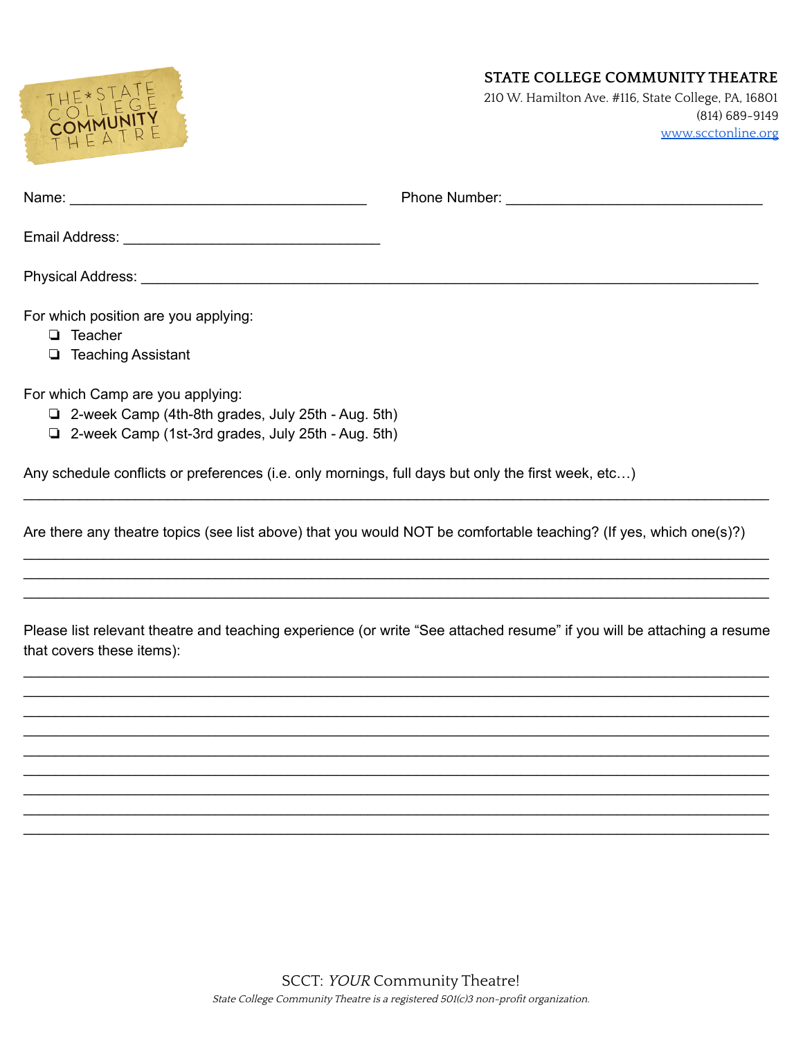**STATE COLLEGE COMMUNITY THEATRE**
210 W. Hamilton Ave. #116, State College, PA, 16801
(814) 689-9149
www.scctonline.org

Name: ____________________________________ Phone Number: _______________________________

Email Address: _______________________________

Physical Address: ___________________________________________________________________________

For which position are you applying:

- ❏ Teacher
- ❏ Teaching Assistant

For which Camp are you applying:

- ❏ 2-week Camp (4th-8th grades, July 25th - Aug. 5th)
- ❏ 2-week Camp (1st-3rd grades, July 25th - Aug. 5th)

Any schedule conflicts or preferences (i.e. only mornings, full days but only the first week, etc…)

___________________________________________________________________________________________

Are there any theatre topics (see list above) that you would NOT be comfortable teaching? (If yes, which one(s)?)

___________________________________________________________________________________________

___________________________________________________________________________________________

___________________________________________________________________________________________

Please list relevant theatre and teaching experience (or write "See attached resume" if you will be attaching a resume that covers these items):

___________________________________________________________________________________________

___________________________________________________________________________________________

___________________________________________________________________________________________

___________________________________________________________________________________________

___________________________________________________________________________________________

___________________________________________________________________________________________

___________________________________________________________________________________________

___________________________________________________________________________________________

___________________________________________________________________________________________

SCCT: *YOUR* Community Theatre!

*State College Community Theatre is a registered 501(c)3 non-profit organization.*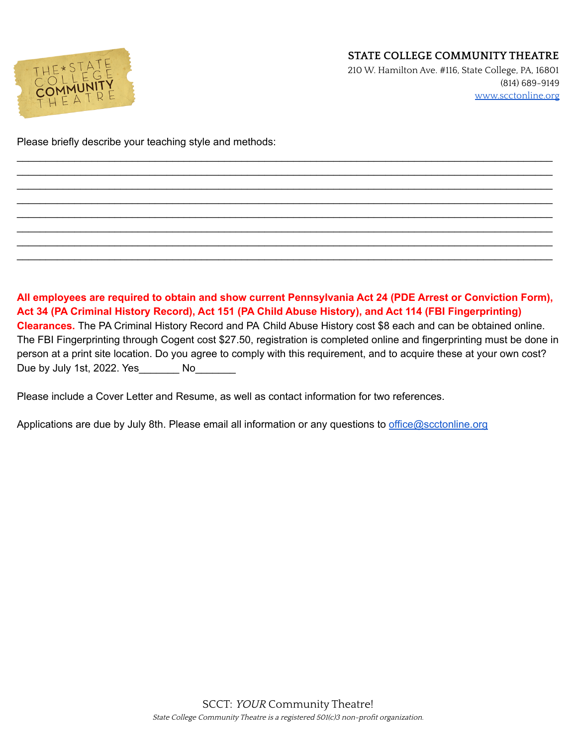**STATE COLLEGE COMMUNITY THEATRE**
210 W. Hamilton Ave. #116, State College, PA, 16801
(814) 689-9149
www.scctonline.org

Please briefly describe your teaching style and methods:

________________________________________________________________________________________
________________________________________________________________________________________
________________________________________________________________________________________
________________________________________________________________________________________
________________________________________________________________________________________
________________________________________________________________________________________
________________________________________________________________________________________
________________________________________________________________________________________

**All employees are required to obtain and show current Pennsylvania Act 24 (PDE Arrest or Conviction Form), Act 34 (PA Criminal History Record), Act 151 (PA Child Abuse History), and Act 114 (FBI Fingerprinting) Clearances.** The PA Criminal History Record and PA Child Abuse History cost $8 each and can be obtained online. The FBI Fingerprinting through Cogent cost $27.50, registration is completed online and fingerprinting must be done in person at a print site location. Do you agree to comply with this requirement, and to acquire these at your own cost? Due by July 1st, 2022. Yes_______ No_______

Please include a Cover Letter and Resume, as well as contact information for two references.

Applications are due by July 8th. Please email all information or any questions to office@scctonline.org

SCCT: *YOUR* Community Theatre!

*State College Community Theatre is a registered 501(c)3 non-profit organization.*